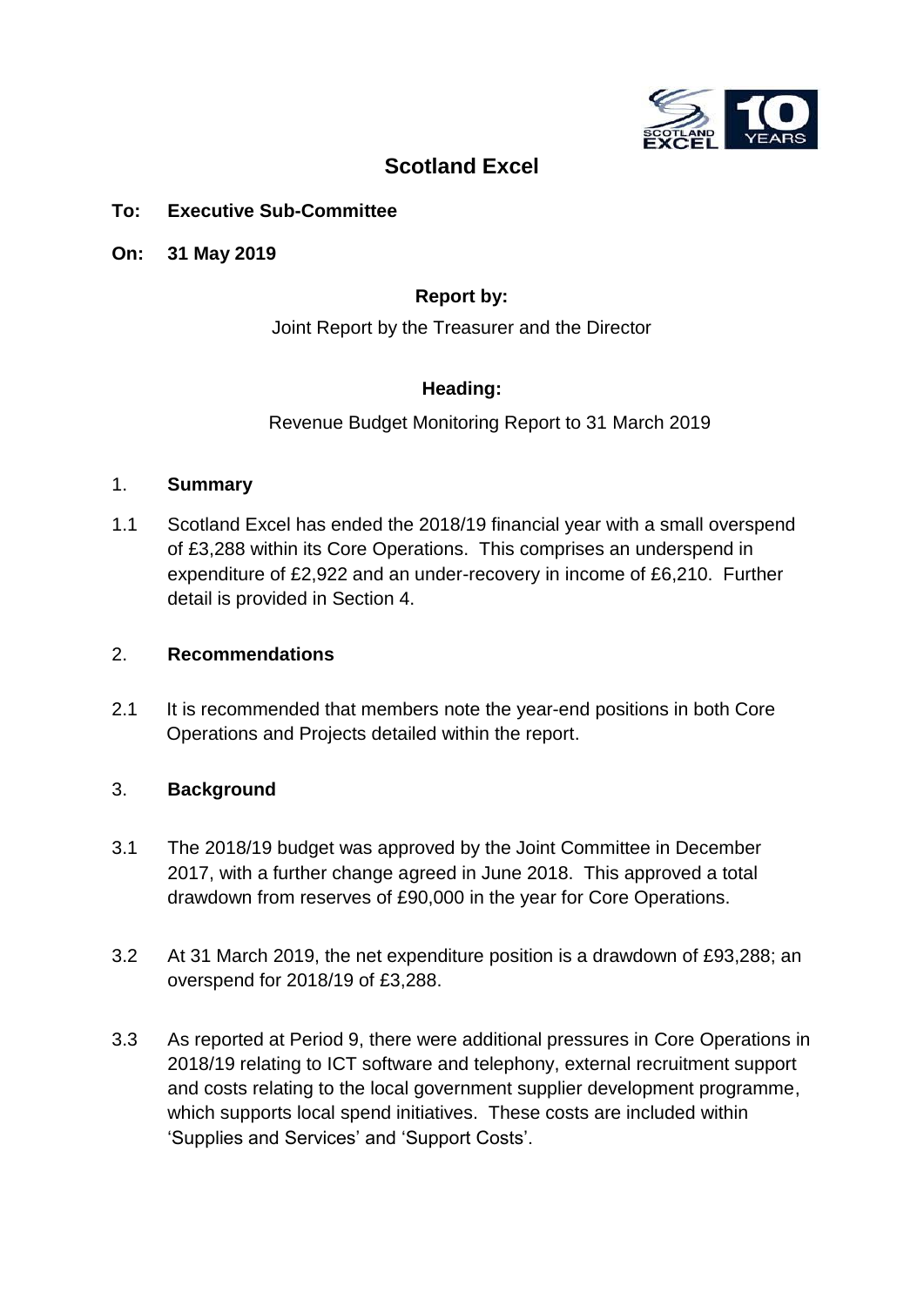# Scotland Excel

**To: Executive Sub-Committee**

**On: 31 May 2019**

**Report by:**

Joint Report by the Treasurer and the Director

**Heading:**

Revenue Budget Monitoring Report to 31 March 2019

## 1. Summary

1.1 Scotland Excel has ended the 2018/19 financial year with a small overspend of £3,288 within its Core Operations. This comprises an underspend in expenditure of £2,922 and an under-recovery in income of £6,210. Further detail is provided in Section 4.

## 2. Recommendations

2.1 It is recommended that members note the year-end positions in both Core Operations and Projects detailed within the report.

## 3. Background

3.1 The 2018/19 budget was approved by the Joint Committee in December 2017, with a further change agreed in June 2018. This approved a total drawdown from reserves of £90,000 in the year for Core Operations.

3.2 At 31 March 2019, the net expenditure position is a drawdown of £93,288; an overspend for 2018/19 of £3,288.

3.3 As reported at Period 9, there were additional pressures in Core Operations in 2018/19 relating to ICT software and telephony, external recruitment support and costs relating to the local government supplier development programme, which supports local spend initiatives. These costs are included within 'Supplies and Services' and 'Support Costs'.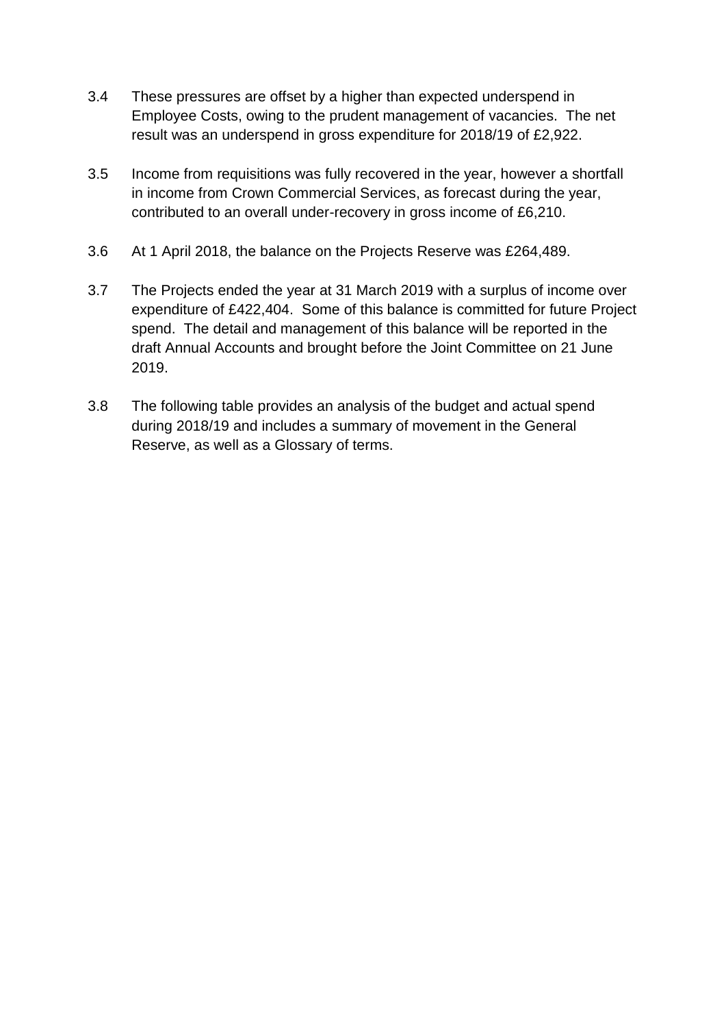3.4 These pressures are offset by a higher than expected underspend in Employee Costs, owing to the prudent management of vacancies. The net result was an underspend in gross expenditure for 2018/19 of £2,922.

3.5 Income from requisitions was fully recovered in the year, however a shortfall in income from Crown Commercial Services, as forecast during the year, contributed to an overall under-recovery in gross income of £6,210.

3.6 At 1 April 2018, the balance on the Projects Reserve was £264,489.

3.7 The Projects ended the year at 31 March 2019 with a surplus of income over expenditure of £422,404. Some of this balance is committed for future Project spend. The detail and management of this balance will be reported in the draft Annual Accounts and brought before the Joint Committee on 21 June 2019.

3.8 The following table provides an analysis of the budget and actual spend during 2018/19 and includes a summary of movement in the General Reserve, as well as a Glossary of terms.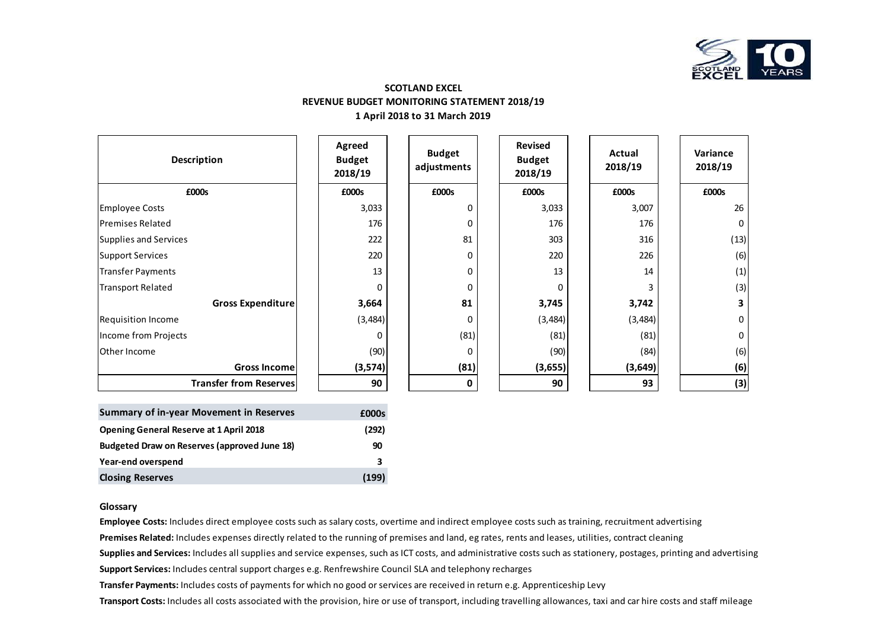**SCOTLAND EXCEL**
**REVENUE BUDGET MONITORING STATEMENT 2018/19**
**1 April 2018 to 31 March 2019**

| Description | Agreed Budget 2018/19 | Budget adjustments | Revised Budget 2018/19 | Actual 2018/19 | Variance 2018/19 |
|---|---|---|---|---|---|
| **£000s** | **£000s** | **£000s** | **£000s** | **£000s** | **£000s** |
| Employee Costs | 3,033 | 0 | 3,033 | 3,007 | 26 |
| Premises Related | 176 | 0 | 176 | 176 | 0 |
| Supplies and Services | 222 | 81 | 303 | 316 | (13) |
| Support Services | 220 | 0 | 220 | 226 | (6) |
| Transfer Payments | 13 | 0 | 13 | 14 | (1) |
| Transport Related | 0 | 0 | 0 | 3 | (3) |
| **Gross Expenditure** | **3,664** | **81** | **3,745** | **3,742** | **3** |
| Requisition Income | (3,484) | 0 | (3,484) | (3,484) | 0 |
| Income from Projects | 0 | (81) | (81) | (81) | 0 |
| Other Income | (90) | 0 | (90) | (84) | (6) |
| **Gross Income** | **(3,574)** | **(81)** | **(3,655)** | **(3,649)** | **(6)** |
| **Transfer from Reserves** | **90** | **0** | **90** | **93** | **(3)** |

| Summary of in-year Movement in Reserves | £000s |
|---|---|
| **Opening General Reserve at 1 April 2018** | **(292)** |
| **Budgeted Draw on Reserves (approved June 18)** | **90** |
| **Year-end overspend** | **3** |
| **Closing Reserves** | **(199)** |

**Glossary**

**Employee Costs:** Includes direct employee costs such as salary costs, overtime and indirect employee costs such as training, recruitment advertising

**Premises Related:** Includes expenses directly related to the running of premises and land, eg rates, rents and leases, utilities, contract cleaning

**Supplies and Services:** Includes all supplies and service expenses, such as ICT costs, and administrative costs such as stationery, postages, printing and advertising

**Support Services:** Includes central support charges e.g. Renfrewshire Council SLA and telephony recharges

**Transfer Payments:** Includes costs of payments for which no good or services are received in return e.g. Apprenticeship Levy

**Transport Costs:** Includes all costs associated with the provision, hire or use of transport, including travelling allowances, taxi and car hire costs and staff mileage